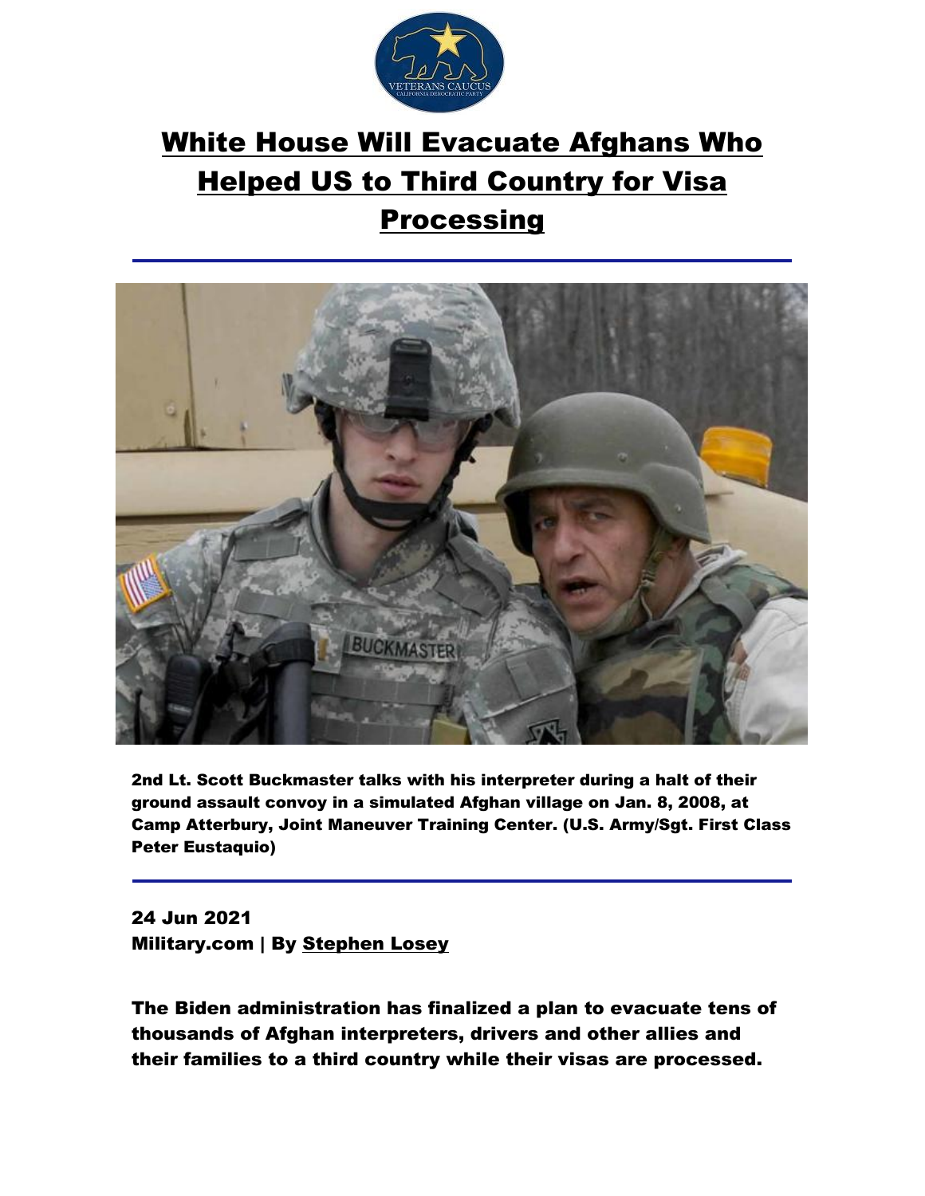# White House Will Evacuate Afghans Who Helped US to Third Country for Visa Processing

**2nd Lt. Scott Buckmaster talks with his interpreter during a halt of their ground assault convoy in a simulated Afghan village on Jan. 8, 2008, at Camp Atterbury, Joint Maneuver Training Center. (U.S. Army/Sgt. First Class Peter Eustaquio)**

**24 Jun 2021**
**Military.com | By Stephen Losey**

**The Biden administration has finalized a plan to evacuate tens of thousands of Afghan interpreters, drivers and other allies and their families to a third country while their visas are processed.**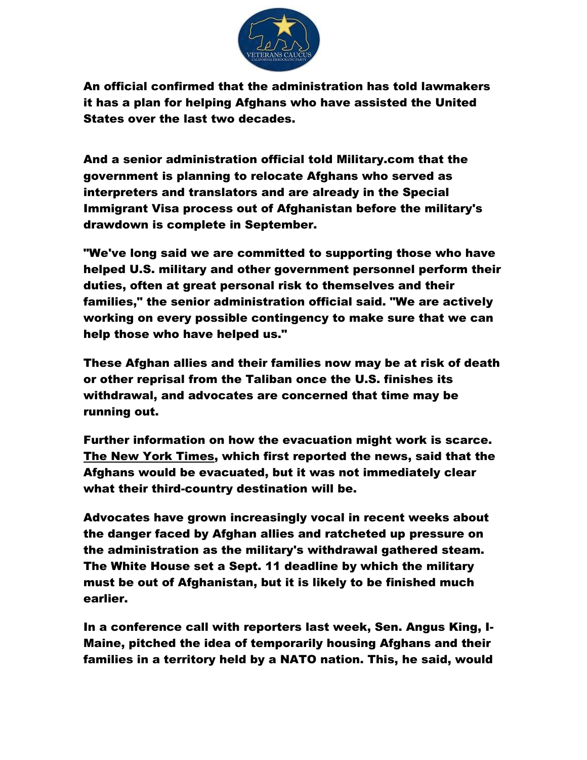An official confirmed that the administration has told lawmakers it has a plan for helping Afghans who have assisted the United States over the last two decades.

And a senior administration official told Military.com that the government is planning to relocate Afghans who served as interpreters and translators and are already in the Special Immigrant Visa process out of Afghanistan before the military's drawdown is complete in September.

"We've long said we are committed to supporting those who have helped U.S. military and other government personnel perform their duties, often at great personal risk to themselves and their families," the senior administration official said. "We are actively working on every possible contingency to make sure that we can help those who have helped us."

These Afghan allies and their families now may be at risk of death or other reprisal from the Taliban once the U.S. finishes its withdrawal, and advocates are concerned that time may be running out.

Further information on how the evacuation might work is scarce. The New York Times, which first reported the news, said that the Afghans would be evacuated, but it was not immediately clear what their third-country destination will be.

Advocates have grown increasingly vocal in recent weeks about the danger faced by Afghan allies and ratcheted up pressure on the administration as the military's withdrawal gathered steam. The White House set a Sept. 11 deadline by which the military must be out of Afghanistan, but it is likely to be finished much earlier.

In a conference call with reporters last week, Sen. Angus King, I-Maine, pitched the idea of temporarily housing Afghans and their families in a territory held by a NATO nation. This, he said, would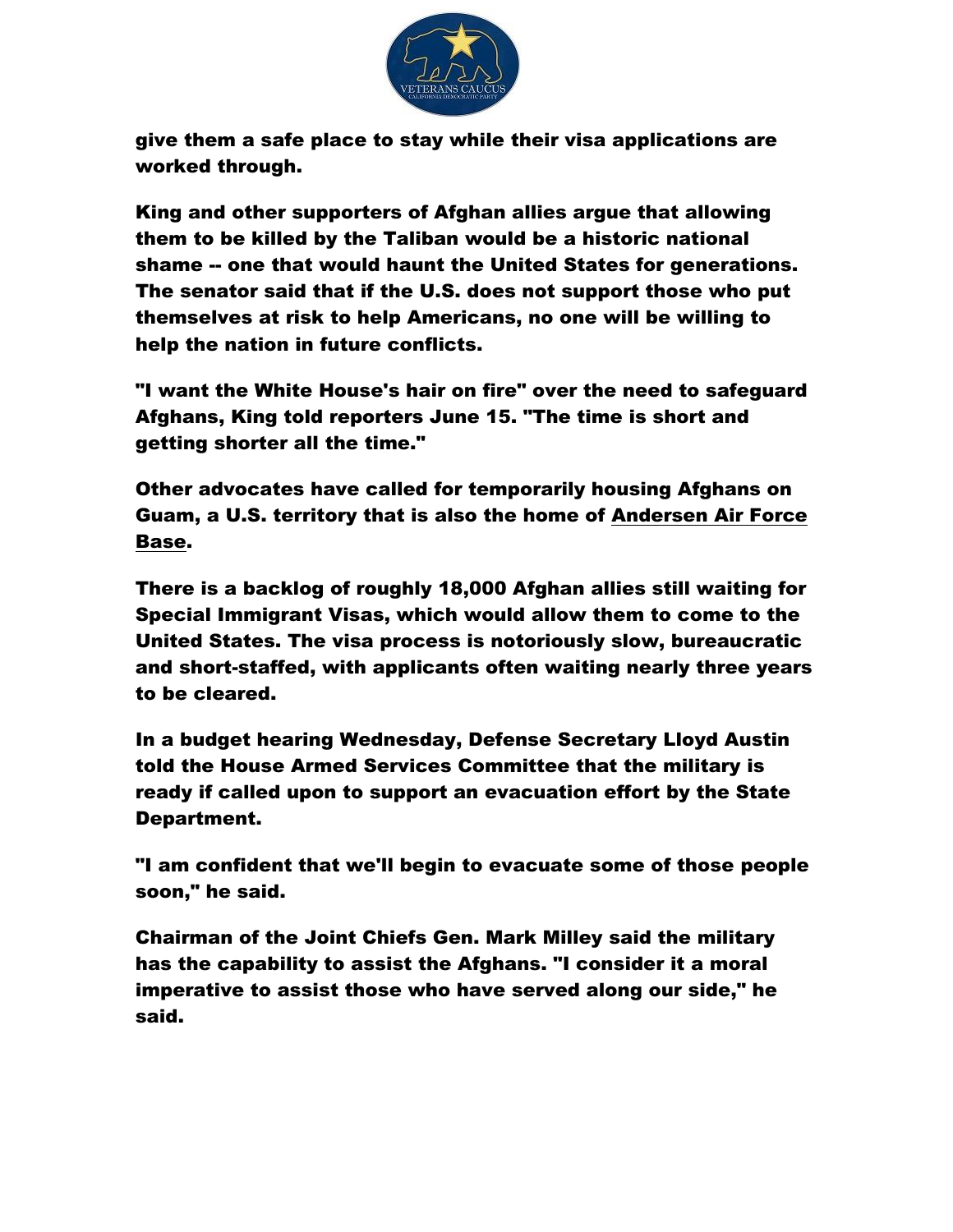give them a safe place to stay while their visa applications are worked through.

King and other supporters of Afghan allies argue that allowing them to be killed by the Taliban would be a historic national shame -- one that would haunt the United States for generations. The senator said that if the U.S. does not support those who put themselves at risk to help Americans, no one will be willing to help the nation in future conflicts.

"I want the White House's hair on fire" over the need to safeguard Afghans, King told reporters June 15. "The time is short and getting shorter all the time."

Other advocates have called for temporarily housing Afghans on Guam, a U.S. territory that is also the home of Andersen Air Force Base.

There is a backlog of roughly 18,000 Afghan allies still waiting for Special Immigrant Visas, which would allow them to come to the United States. The visa process is notoriously slow, bureaucratic and short-staffed, with applicants often waiting nearly three years to be cleared.

In a budget hearing Wednesday, Defense Secretary Lloyd Austin told the House Armed Services Committee that the military is ready if called upon to support an evacuation effort by the State Department.

"I am confident that we'll begin to evacuate some of those people soon," he said.

Chairman of the Joint Chiefs Gen. Mark Milley said the military has the capability to assist the Afghans. "I consider it a moral imperative to assist those who have served along our side," he said.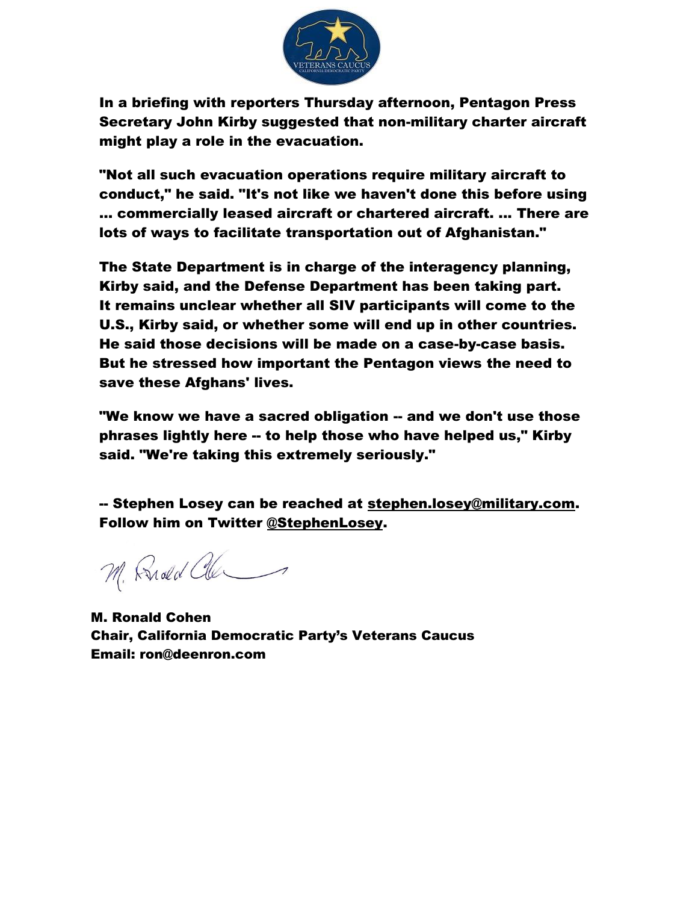**In a briefing with reporters Thursday afternoon, Pentagon Press Secretary John Kirby suggested that non-military charter aircraft might play a role in the evacuation.**

**"Not all such evacuation operations require military aircraft to conduct," he said. "It's not like we haven't done this before using ... commercially leased aircraft or chartered aircraft. ... There are lots of ways to facilitate transportation out of Afghanistan."**

**The State Department is in charge of the interagency planning, Kirby said, and the Defense Department has been taking part. It remains unclear whether all SIV participants will come to the U.S., Kirby said, or whether some will end up in other countries. He said those decisions will be made on a case-by-case basis. But he stressed how important the Pentagon views the need to save these Afghans' lives.**

**"We know we have a sacred obligation -- and we don't use those phrases lightly here -- to help those who have helped us," Kirby said. "We're taking this extremely seriously."**

**-- Stephen Losey can be reached at stephen.losey@military.com. Follow him on Twitter @StephenLosey.**

**M. Ronald Cohen**
**Chair, California Democratic Party's Veterans Caucus**
**Email: ron@deenron.com**